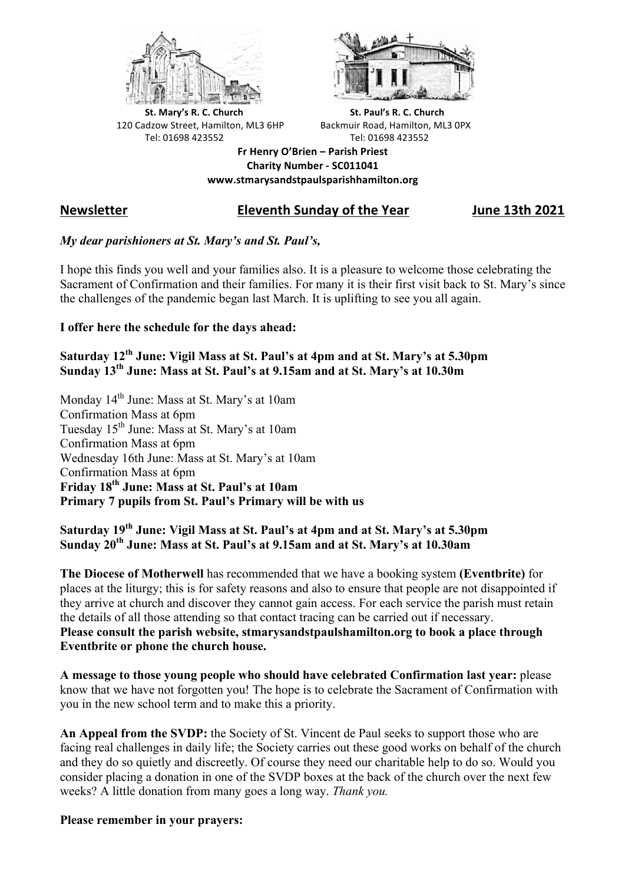**St. Mary's R. C. Church**
120 Cadzow Street, Hamilton, ML3 6HP
Tel: 01698 423552

**St. Paul's R. C. Church**
Backmuir Road, Hamilton, ML3 0PX
Tel: 01698 423552

**Fr Henry O'Brien – Parish Priest**
**Charity Number - SC011041**
**www.stmarysandstpaulsparishhamilton.org**

## Newsletter — Eleventh Sunday of the Year — June 13th 2021

***My dear parishioners at St. Mary's and St. Paul's,***

I hope this finds you well and your families also. It is a pleasure to welcome those celebrating the Sacrament of Confirmation and their families. For many it is their first visit back to St. Mary's since the challenges of the pandemic began last March. It is uplifting to see you all again.

**I offer here the schedule for the days ahead:**

**Saturday 12th June: Vigil Mass at St. Paul's at 4pm and at St. Mary's at 5.30pm**
**Sunday 13th June: Mass at St. Paul's at 9.15am and at St. Mary's at 10.30m**

Monday 14th June: Mass at St. Mary's at 10am
Confirmation Mass at 6pm
Tuesday 15th June: Mass at St. Mary's at 10am
Confirmation Mass at 6pm
Wednesday 16th June: Mass at St. Mary's at 10am
Confirmation Mass at 6pm
**Friday 18th June: Mass at St. Paul's at 10am**
**Primary 7 pupils from St. Paul's Primary will be with us**

**Saturday 19th June: Vigil Mass at St. Paul's at 4pm and at St. Mary's at 5.30pm**
**Sunday 20th June: Mass at St. Paul's at 9.15am and at St. Mary's at 10.30am**

**The Diocese of Motherwell** has recommended that we have a booking system **(Eventbrite)** for places at the liturgy; this is for safety reasons and also to ensure that people are not disappointed if they arrive at church and discover they cannot gain access. For each service the parish must retain the details of all those attending so that contact tracing can be carried out if necessary.
**Please consult the parish website, stmarysandstpaulshamilton.org to book a place through Eventbrite or phone the church house.**

**A message to those young people who should have celebrated Confirmation last year:** please know that we have not forgotten you! The hope is to celebrate the Sacrament of Confirmation with you in the new school term and to make this a priority.

**An Appeal from the SVDP:** the Society of St. Vincent de Paul seeks to support those who are facing real challenges in daily life; the Society carries out these good works on behalf of the church and they do so quietly and discreetly. Of course they need our charitable help to do so. Would you consider placing a donation in one of the SVDP boxes at the back of the church over the next few weeks? A little donation from many goes a long way. *Thank you.*

**Please remember in your prayers:**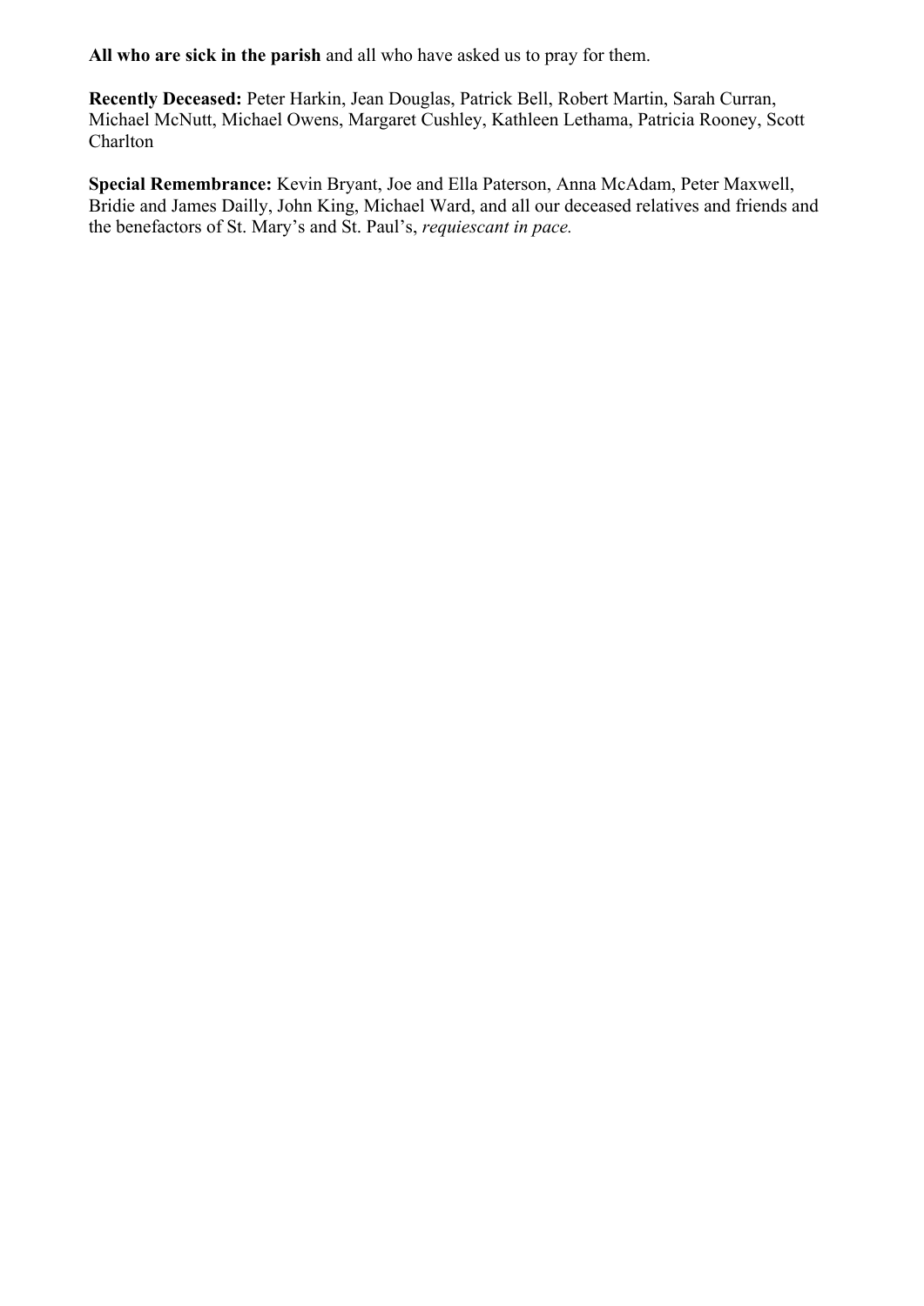**All who are sick in the parish** and all who have asked us to pray for them.

**Recently Deceased:** Peter Harkin, Jean Douglas, Patrick Bell, Robert Martin, Sarah Curran, Michael McNutt, Michael Owens, Margaret Cushley, Kathleen Lethama, Patricia Rooney, Scott Charlton

**Special Remembrance:** Kevin Bryant, Joe and Ella Paterson, Anna McAdam, Peter Maxwell, Bridie and James Dailly, John King, Michael Ward, and all our deceased relatives and friends and the benefactors of St. Mary's and St. Paul's, *requiescant in pace.*